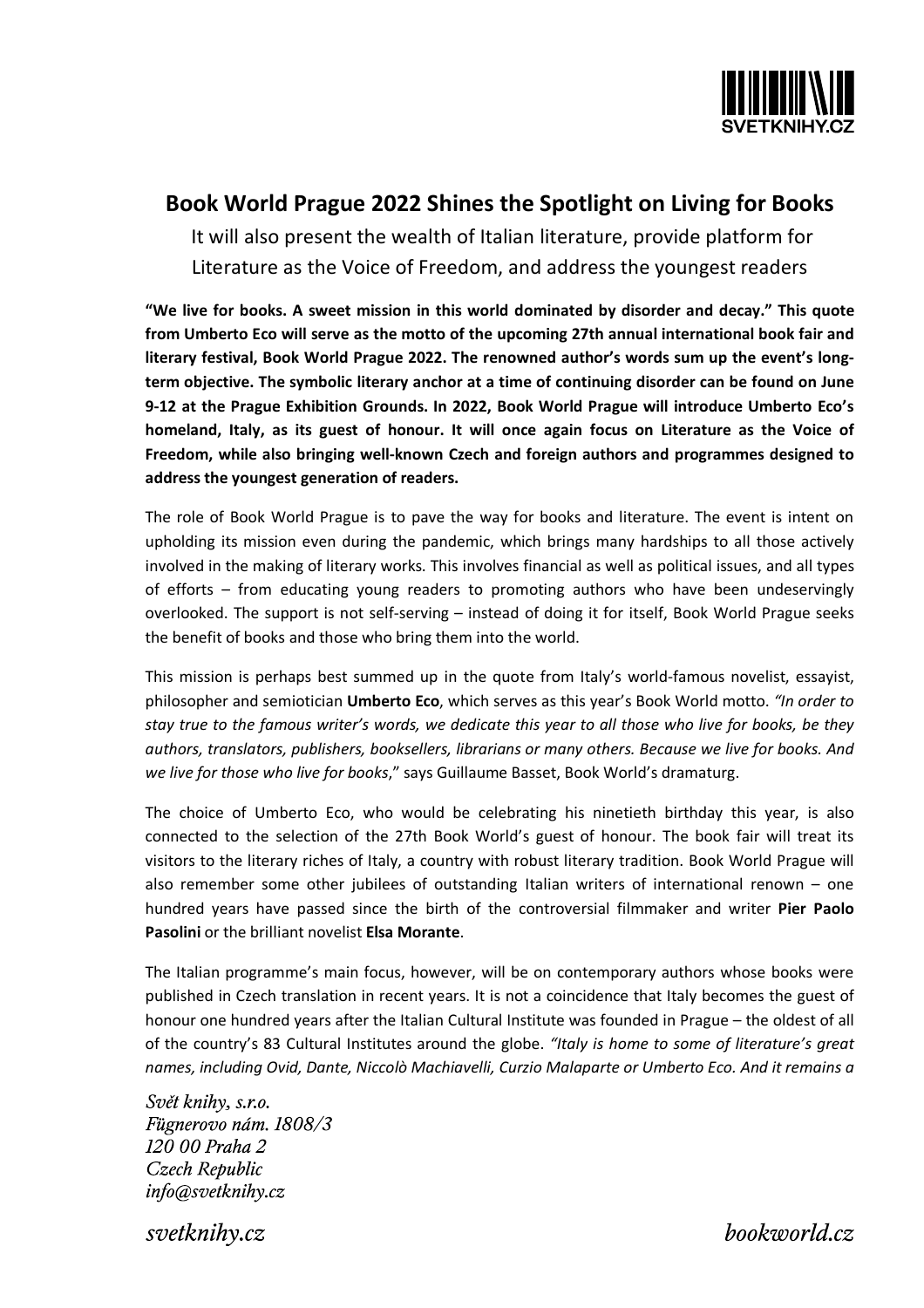# Book World Prague 2022 Shines the Spotlight on Living for Books

It will also present the wealth of Italian literature, provide platform for Literature as the Voice of Freedom, and address the youngest readers

**"We live for books. A sweet mission in this world dominated by disorder and decay." This quote from Umberto Eco will serve as the motto of the upcoming 27th annual international book fair and literary festival, Book World Prague 2022. The renowned author's words sum up the event's long-term objective. The symbolic literary anchor at a time of continuing disorder can be found on June 9-12 at the Prague Exhibition Grounds. In 2022, Book World Prague will introduce Umberto Eco's homeland, Italy, as its guest of honour. It will once again focus on Literature as the Voice of Freedom, while also bringing well-known Czech and foreign authors and programmes designed to address the youngest generation of readers.**

The role of Book World Prague is to pave the way for books and literature. The event is intent on upholding its mission even during the pandemic, which brings many hardships to all those actively involved in the making of literary works. This involves financial as well as political issues, and all types of efforts – from educating young readers to promoting authors who have been undeservingly overlooked. The support is not self-serving – instead of doing it for itself, Book World Prague seeks the benefit of books and those who bring them into the world.

This mission is perhaps best summed up in the quote from Italy's world-famous novelist, essayist, philosopher and semiotician **Umberto Eco**, which serves as this year's Book World motto. *"In order to stay true to the famous writer's words, we dedicate this year to all those who live for books, be they authors, translators, publishers, booksellers, librarians or many others. Because we live for books. And we live for those who live for books*," says Guillaume Basset, Book World's dramaturg.

The choice of Umberto Eco, who would be celebrating his ninetieth birthday this year, is also connected to the selection of the 27th Book World's guest of honour. The book fair will treat its visitors to the literary riches of Italy, a country with robust literary tradition. Book World Prague will also remember some other jubilees of outstanding Italian writers of international renown – one hundred years have passed since the birth of the controversial filmmaker and writer **Pier Paolo Pasolini** or the brilliant novelist **Elsa Morante**.

The Italian programme's main focus, however, will be on contemporary authors whose books were published in Czech translation in recent years. It is not a coincidence that Italy becomes the guest of honour one hundred years after the Italian Cultural Institute was founded in Prague – the oldest of all of the country's 83 Cultural Institutes around the globe. *"Italy is home to some of literature's great names, including Ovid, Dante, Niccolò Machiavelli, Curzio Malaparte or Umberto Eco. And it remains a*

*Svět knihy, s.r.o.*
*Fügnerovo nám. 1808/3*
*120 00 Praha 2*
*Czech Republic*
*info@svetknihy.cz*

*svetknihy.cz* *bookworld.cz*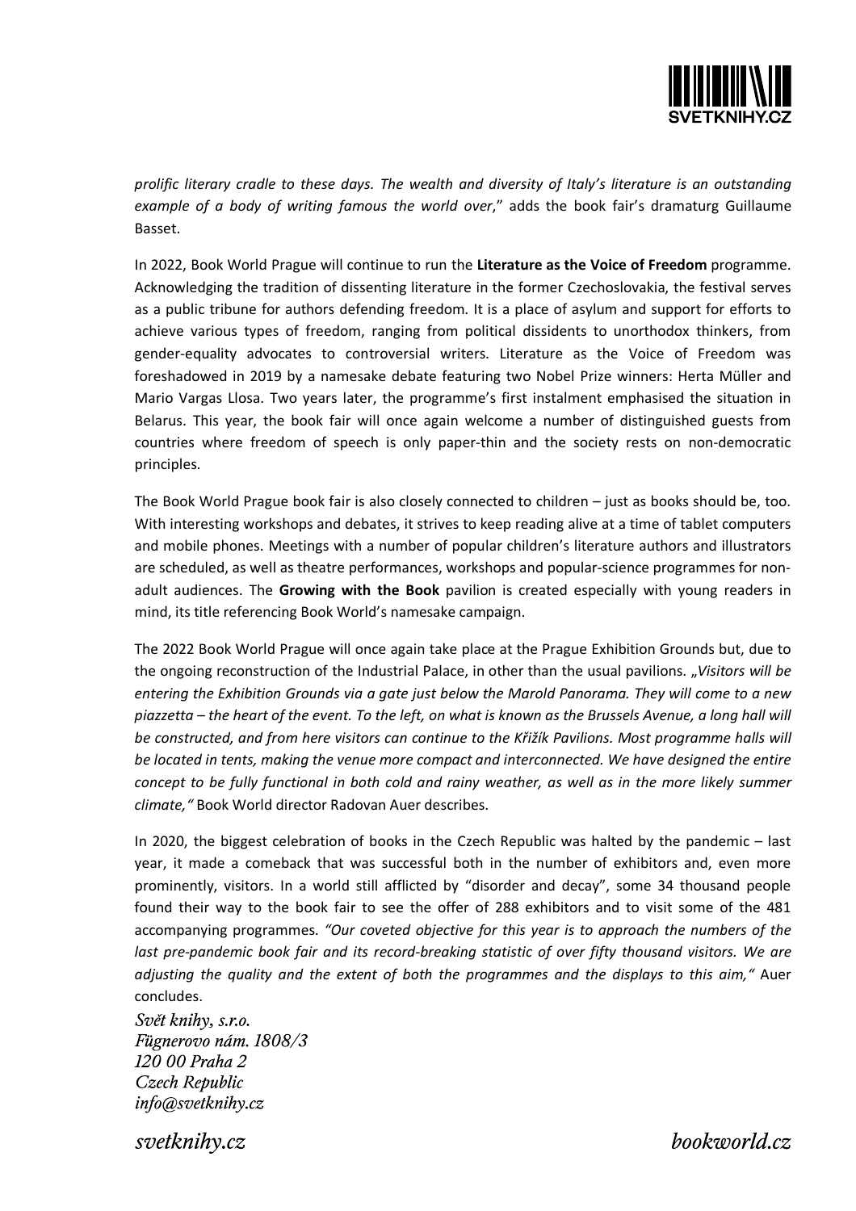*prolific literary cradle to these days. The wealth and diversity of Italy's literature is an outstanding example of a body of writing famous the world over*," adds the book fair's dramaturg Guillaume Basset.

In 2022, Book World Prague will continue to run the **Literature as the Voice of Freedom** programme. Acknowledging the tradition of dissenting literature in the former Czechoslovakia, the festival serves as a public tribune for authors defending freedom. It is a place of asylum and support for efforts to achieve various types of freedom, ranging from political dissidents to unorthodox thinkers, from gender-equality advocates to controversial writers. Literature as the Voice of Freedom was foreshadowed in 2019 by a namesake debate featuring two Nobel Prize winners: Herta Müller and Mario Vargas Llosa. Two years later, the programme's first instalment emphasised the situation in Belarus. This year, the book fair will once again welcome a number of distinguished guests from countries where freedom of speech is only paper-thin and the society rests on non-democratic principles.

The Book World Prague book fair is also closely connected to children – just as books should be, too. With interesting workshops and debates, it strives to keep reading alive at a time of tablet computers and mobile phones. Meetings with a number of popular children's literature authors and illustrators are scheduled, as well as theatre performances, workshops and popular-science programmes for non-adult audiences. The **Growing with the Book** pavilion is created especially with young readers in mind, its title referencing Book World's namesake campaign.

The 2022 Book World Prague will once again take place at the Prague Exhibition Grounds but, due to the ongoing reconstruction of the Industrial Palace, in other than the usual pavilions. „*Visitors will be entering the Exhibition Grounds via a gate just below the Marold Panorama. They will come to a new piazzetta – the heart of the event. To the left, on what is known as the Brussels Avenue, a long hall will be constructed, and from here visitors can continue to the Křižík Pavilions. Most programme halls will be located in tents, making the venue more compact and interconnected. We have designed the entire concept to be fully functional in both cold and rainy weather, as well as in the more likely summer climate,"* Book World director Radovan Auer describes.

In 2020, the biggest celebration of books in the Czech Republic was halted by the pandemic – last year, it made a comeback that was successful both in the number of exhibitors and, even more prominently, visitors. In a world still afflicted by "disorder and decay", some 34 thousand people found their way to the book fair to see the offer of 288 exhibitors and to visit some of the 481 accompanying programmes. *"Our coveted objective for this year is to approach the numbers of the last pre-pandemic book fair and its record-breaking statistic of over fifty thousand visitors. We are adjusting the quality and the extent of both the programmes and the displays to this aim,"* Auer concludes.

*Svět knihy, s.r.o.*
*Fügnerovo nám. 1808/3*
*120 00 Praha 2*
*Czech Republic*
*info@svetknihy.cz*

*svetknihy.cz* *bookworld.cz*